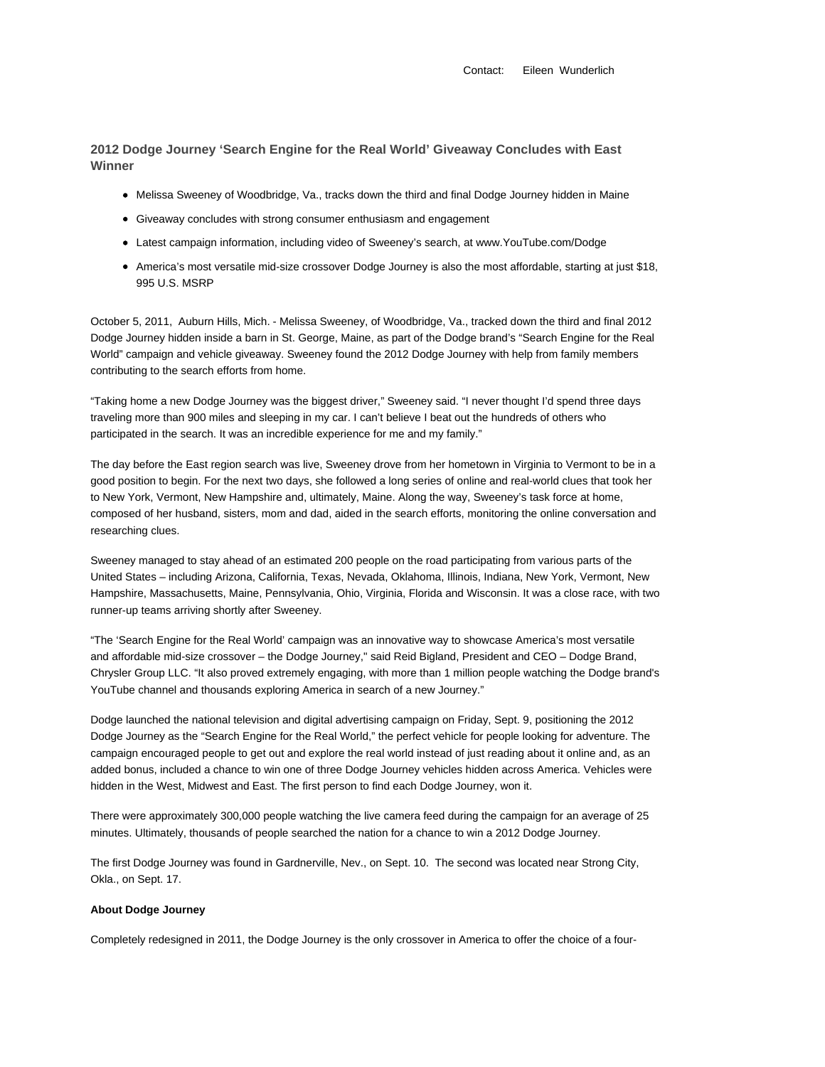Contact: Eileen Wunderlich

## 2012 Dodge Journey 'Search Engine for the Real World' Giveaway Concludes with East Winner

- Melissa Sweeney of Woodbridge, Va., tracks down the third and final Dodge Journey hidden in Maine
- Giveaway concludes with strong consumer enthusiasm and engagement
- Latest campaign information, including video of Sweeney's search, at www.YouTube.com/Dodge
- America's most versatile mid-size crossover Dodge Journey is also the most affordable, starting at just $18, 995 U.S. MSRP

October 5, 2011, Auburn Hills, Mich. - Melissa Sweeney, of Woodbridge, Va., tracked down the third and final 2012 Dodge Journey hidden inside a barn in St. George, Maine, as part of the Dodge brand's "Search Engine for the Real World" campaign and vehicle giveaway. Sweeney found the 2012 Dodge Journey with help from family members contributing to the search efforts from home.

"Taking home a new Dodge Journey was the biggest driver," Sweeney said. "I never thought I'd spend three days traveling more than 900 miles and sleeping in my car. I can't believe I beat out the hundreds of others who participated in the search. It was an incredible experience for me and my family."

The day before the East region search was live, Sweeney drove from her hometown in Virginia to Vermont to be in a good position to begin. For the next two days, she followed a long series of online and real-world clues that took her to New York, Vermont, New Hampshire and, ultimately, Maine. Along the way, Sweeney's task force at home, composed of her husband, sisters, mom and dad, aided in the search efforts, monitoring the online conversation and researching clues.

Sweeney managed to stay ahead of an estimated 200 people on the road participating from various parts of the United States – including Arizona, California, Texas, Nevada, Oklahoma, Illinois, Indiana, New York, Vermont, New Hampshire, Massachusetts, Maine, Pennsylvania, Ohio, Virginia, Florida and Wisconsin. It was a close race, with two runner-up teams arriving shortly after Sweeney.

"The 'Search Engine for the Real World' campaign was an innovative way to showcase America's most versatile and affordable mid-size crossover – the Dodge Journey," said Reid Bigland, President and CEO – Dodge Brand, Chrysler Group LLC. "It also proved extremely engaging, with more than 1 million people watching the Dodge brand's YouTube channel and thousands exploring America in search of a new Journey."

Dodge launched the national television and digital advertising campaign on Friday, Sept. 9, positioning the 2012 Dodge Journey as the "Search Engine for the Real World," the perfect vehicle for people looking for adventure. The campaign encouraged people to get out and explore the real world instead of just reading about it online and, as an added bonus, included a chance to win one of three Dodge Journey vehicles hidden across America. Vehicles were hidden in the West, Midwest and East. The first person to find each Dodge Journey, won it.

There were approximately 300,000 people watching the live camera feed during the campaign for an average of 25 minutes. Ultimately, thousands of people searched the nation for a chance to win a 2012 Dodge Journey.

The first Dodge Journey was found in Gardnerville, Nev., on Sept. 10. The second was located near Strong City, Okla., on Sept. 17.

**About Dodge Journey**

Completely redesigned in 2011, the Dodge Journey is the only crossover in America to offer the choice of a four-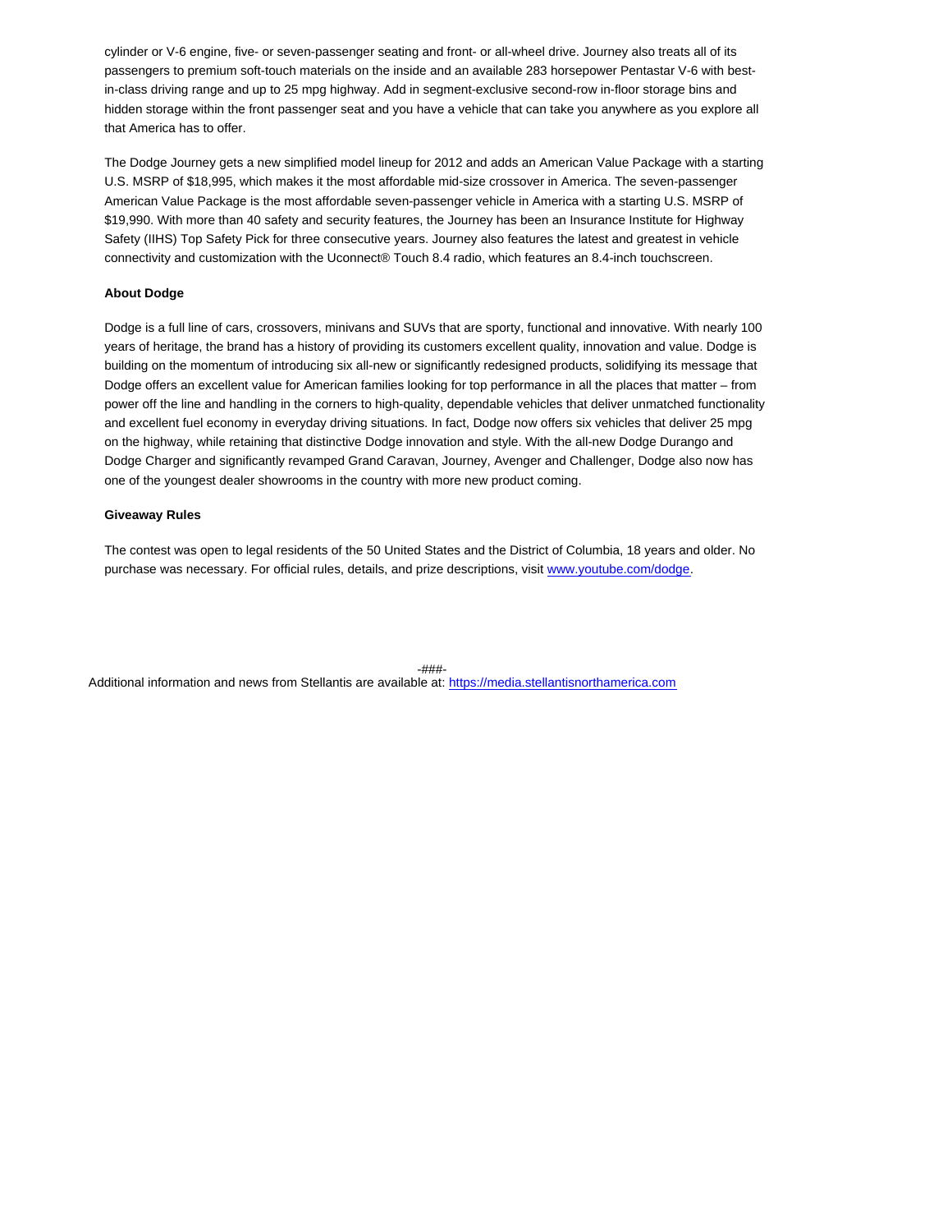cylinder or V-6 engine, five- or seven-passenger seating and front- or all-wheel drive. Journey also treats all of its passengers to premium soft-touch materials on the inside and an available 283 horsepower Pentastar V-6 with best-in-class driving range and up to 25 mpg highway. Add in segment-exclusive second-row in-floor storage bins and hidden storage within the front passenger seat and you have a vehicle that can take you anywhere as you explore all that America has to offer.

The Dodge Journey gets a new simplified model lineup for 2012 and adds an American Value Package with a starting U.S. MSRP of $18,995, which makes it the most affordable mid-size crossover in America. The seven-passenger American Value Package is the most affordable seven-passenger vehicle in America with a starting U.S. MSRP of $19,990. With more than 40 safety and security features, the Journey has been an Insurance Institute for Highway Safety (IIHS) Top Safety Pick for three consecutive years. Journey also features the latest and greatest in vehicle connectivity and customization with the Uconnect® Touch 8.4 radio, which features an 8.4-inch touchscreen.

**About Dodge**

Dodge is a full line of cars, crossovers, minivans and SUVs that are sporty, functional and innovative. With nearly 100 years of heritage, the brand has a history of providing its customers excellent quality, innovation and value. Dodge is building on the momentum of introducing six all-new or significantly redesigned products, solidifying its message that Dodge offers an excellent value for American families looking for top performance in all the places that matter – from power off the line and handling in the corners to high-quality, dependable vehicles that deliver unmatched functionality and excellent fuel economy in everyday driving situations. In fact, Dodge now offers six vehicles that deliver 25 mpg on the highway, while retaining that distinctive Dodge innovation and style. With the all-new Dodge Durango and Dodge Charger and significantly revamped Grand Caravan, Journey, Avenger and Challenger, Dodge also now has one of the youngest dealer showrooms in the country with more new product coming.

**Giveaway Rules**

The contest was open to legal residents of the 50 United States and the District of Columbia, 18 years and older. No purchase was necessary. For official rules, details, and prize descriptions, visit www.youtube.com/dodge.

-###-

Additional information and news from Stellantis are available at: https://media.stellantisnorthamerica.com